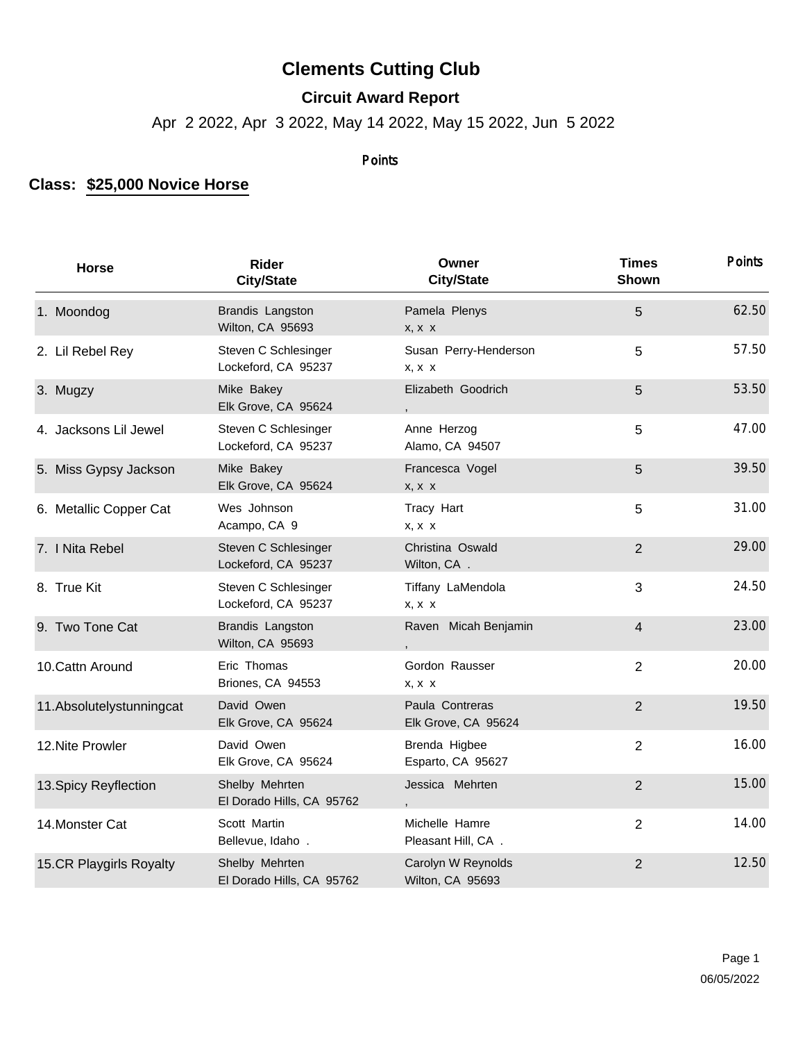# Clements Cutting Club

## Circuit Award Report

Apr 2 2022, Apr 3 2022, May 14 2022, May 15 2022, Jun 5 2022

Points

**Class: $25,000 Novice Horse**

| Horse | Rider City/State | Owner City/State | Times Shown | Points |
|---|---|---|---|---|
| 1. Moondog | Brandis Langston<br>Wilton, CA 95693 | Pamela Plenys<br>x, x x | 5 | 62.50 |
| 2. Lil Rebel Rey | Steven C Schlesinger<br>Lockeford, CA 95237 | Susan Perry-Henderson<br>x, x x | 5 | 57.50 |
| 3. Mugzy | Mike Bakey<br>Elk Grove, CA 95624 | Elizabeth Goodrich<br>, | 5 | 53.50 |
| 4. Jacksons Lil Jewel | Steven C Schlesinger<br>Lockeford, CA 95237 | Anne Herzog<br>Alamo, CA 94507 | 5 | 47.00 |
| 5. Miss Gypsy Jackson | Mike Bakey<br>Elk Grove, CA 95624 | Francesca Vogel<br>x, x x | 5 | 39.50 |
| 6. Metallic Copper Cat | Wes Johnson<br>Acampo, CA 9 | Tracy Hart<br>x, x x | 5 | 31.00 |
| 7. I Nita Rebel | Steven C Schlesinger<br>Lockeford, CA 95237 | Christina Oswald<br>Wilton, CA . | 2 | 29.00 |
| 8. True Kit | Steven C Schlesinger<br>Lockeford, CA 95237 | Tiffany LaMendola<br>x, x x | 3 | 24.50 |
| 9. Two Tone Cat | Brandis Langston<br>Wilton, CA 95693 | Raven Micah Benjamin<br>, | 4 | 23.00 |
| 10.Cattn Around | Eric Thomas<br>Briones, CA 94553 | Gordon Rausser<br>x, x x | 2 | 20.00 |
| 11.Absolutelystunningcat | David Owen<br>Elk Grove, CA 95624 | Paula Contreras<br>Elk Grove, CA 95624 | 2 | 19.50 |
| 12.Nite Prowler | David Owen<br>Elk Grove, CA 95624 | Brenda Higbee<br>Esparto, CA 95627 | 2 | 16.00 |
| 13.Spicy Reyflection | Shelby Mehrten<br>El Dorado Hills, CA 95762 | Jessica Mehrten<br>, | 2 | 15.00 |
| 14.Monster Cat | Scott Martin<br>Bellevue, Idaho . | Michelle Hamre<br>Pleasant Hill, CA . | 2 | 14.00 |
| 15.CR Playgirls Royalty | Shelby Mehrten<br>El Dorado Hills, CA 95762 | Carolyn W Reynolds<br>Wilton, CA 95693 | 2 | 12.50 |

06/05/2022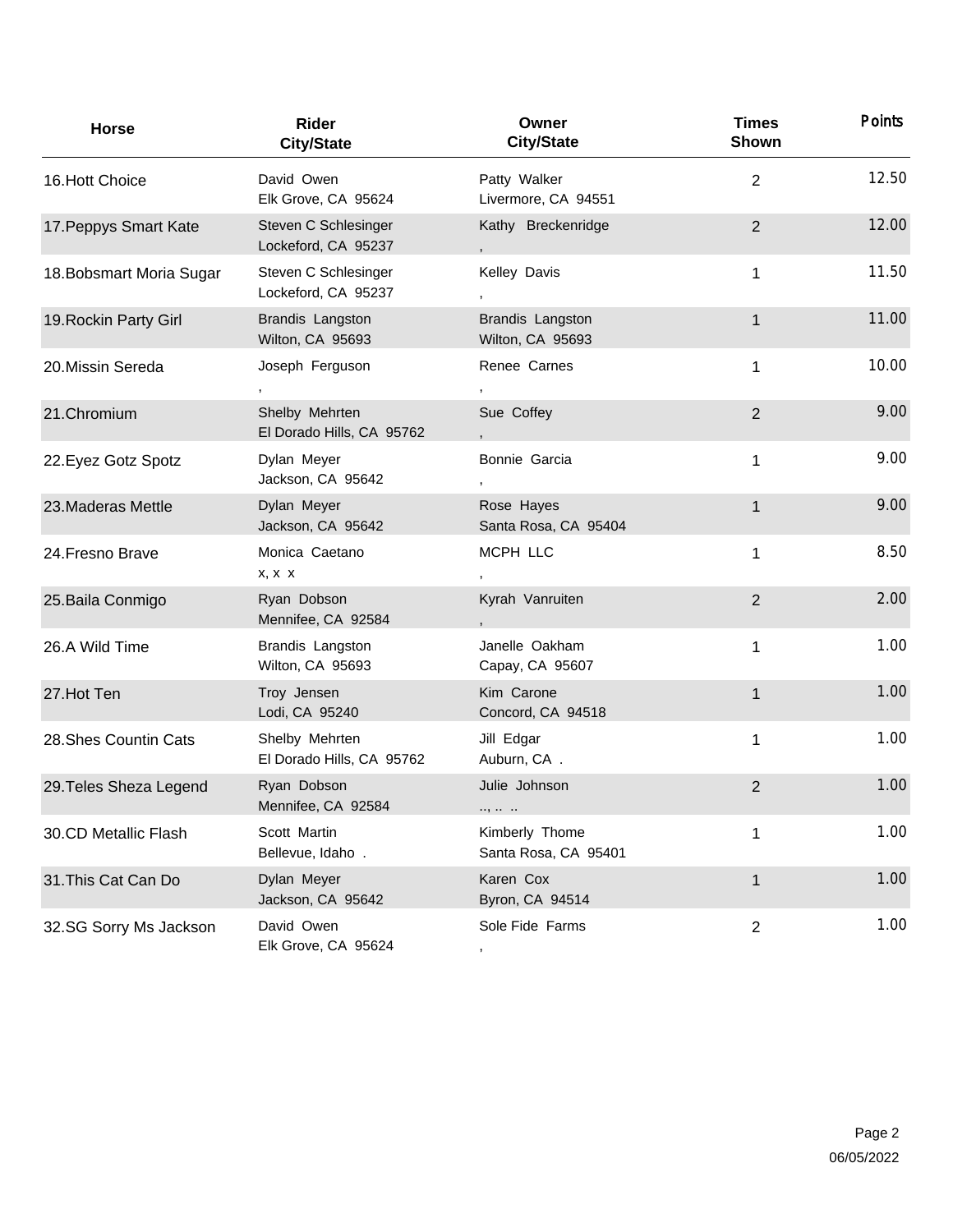| Horse | Rider City/State | Owner City/State | Times Shown | Points |
|---|---|---|---|---|
| 16.Hott Choice | David Owen<br>Elk Grove, CA 95624 | Patty Walker<br>Livermore, CA 94551 | 2 | 12.50 |
| 17.Peppys Smart Kate | Steven C Schlesinger<br>Lockeford, CA 95237 | Kathy Breckenridge<br>, | 2 | 12.00 |
| 18.Bobsmart Moria Sugar | Steven C Schlesinger<br>Lockeford, CA 95237 | Kelley Davis<br>, | 1 | 11.50 |
| 19.Rockin Party Girl | Brandis Langston<br>Wilton, CA 95693 | Brandis Langston<br>Wilton, CA 95693 | 1 | 11.00 |
| 20.Missin Sereda | Joseph Ferguson<br>, | Renee Carnes<br>, | 1 | 10.00 |
| 21.Chromium | Shelby Mehrten<br>El Dorado Hills, CA 95762 | Sue Coffey<br>, | 2 | 9.00 |
| 22.Eyez Gotz Spotz | Dylan Meyer<br>Jackson, CA 95642 | Bonnie Garcia<br>, | 1 | 9.00 |
| 23.Maderas Mettle | Dylan Meyer<br>Jackson, CA 95642 | Rose Hayes<br>Santa Rosa, CA 95404 | 1 | 9.00 |
| 24.Fresno Brave | Monica Caetano<br>x, x x | MCPH LLC<br>, | 1 | 8.50 |
| 25.Baila Conmigo | Ryan Dobson<br>Mennifee, CA 92584 | Kyrah Vanruiten<br>, | 2 | 2.00 |
| 26.A Wild Time | Brandis Langston<br>Wilton, CA 95693 | Janelle Oakham<br>Capay, CA 95607 | 1 | 1.00 |
| 27.Hot Ten | Troy Jensen<br>Lodi, CA 95240 | Kim Carone<br>Concord, CA 94518 | 1 | 1.00 |
| 28.Shes Countin Cats | Shelby Mehrten<br>El Dorado Hills, CA 95762 | Jill Edgar<br>Auburn, CA . | 1 | 1.00 |
| 29.Teles Sheza Legend | Ryan Dobson<br>Mennifee, CA 92584 | Julie Johnson<br>.., .. .. | 2 | 1.00 |
| 30.CD Metallic Flash | Scott Martin<br>Bellevue, Idaho . | Kimberly Thome<br>Santa Rosa, CA 95401 | 1 | 1.00 |
| 31.This Cat Can Do | Dylan Meyer<br>Jackson, CA 95642 | Karen Cox<br>Byron, CA 94514 | 1 | 1.00 |
| 32.SG Sorry Ms Jackson | David Owen<br>Elk Grove, CA 95624 | Sole Fide Farms<br>, | 2 | 1.00 |

06/05/2022